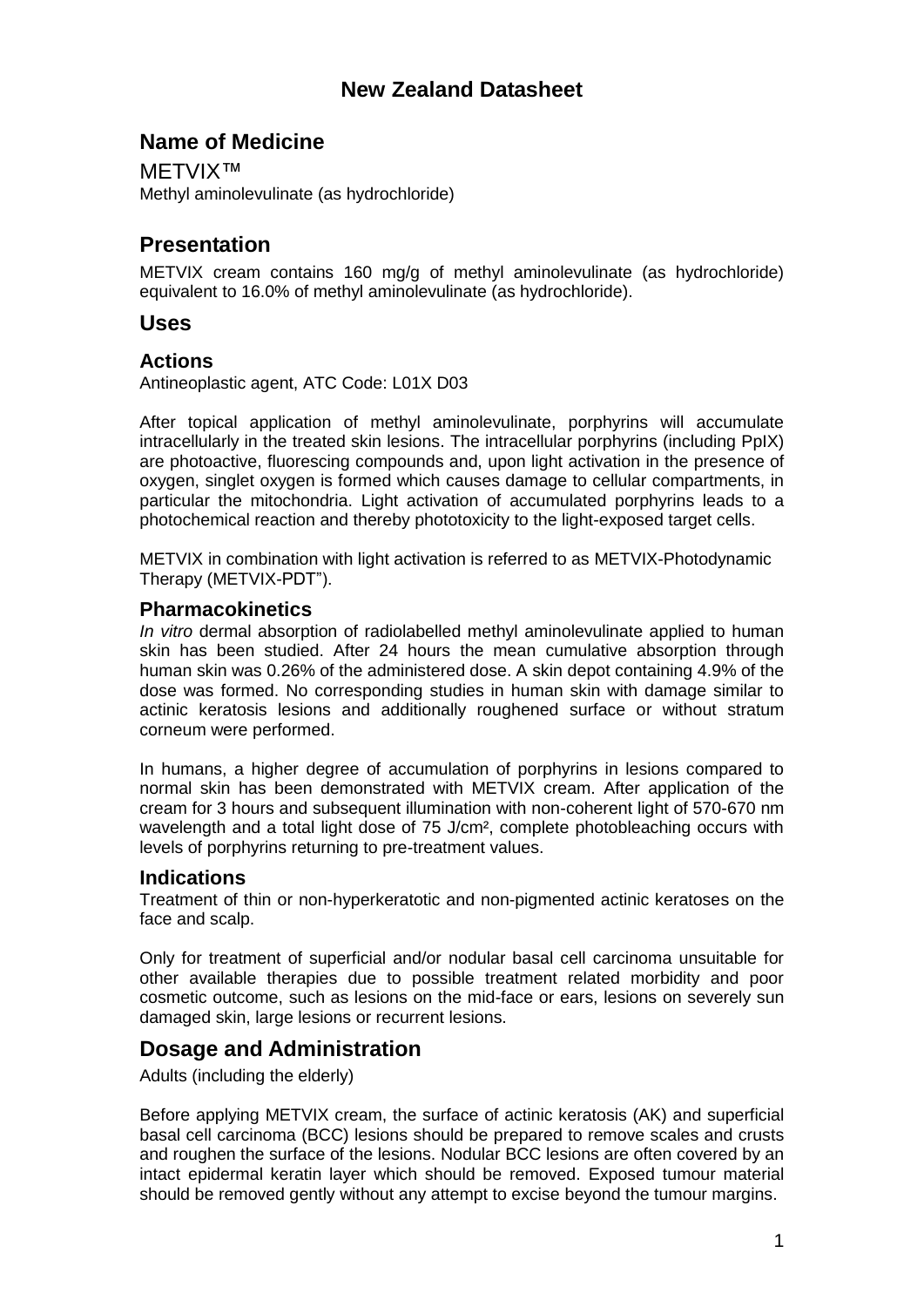# New Zealand Datasheet

## Name of Medicine

METVIX™

Methyl aminolevulinate (as hydrochloride)

## Presentation

METVIX cream contains 160 mg/g of methyl aminolevulinate (as hydrochloride) equivalent to 16.0% of methyl aminolevulinate (as hydrochloride).

## Uses

### Actions

Antineoplastic agent, ATC Code: L01X D03

After topical application of methyl aminolevulinate, porphyrins will accumulate intracellularly in the treated skin lesions. The intracellular porphyrins (including PpIX) are photoactive, fluorescing compounds and, upon light activation in the presence of oxygen, singlet oxygen is formed which causes damage to cellular compartments, in particular the mitochondria. Light activation of accumulated porphyrins leads to a photochemical reaction and thereby phototoxicity to the light-exposed target cells.

METVIX in combination with light activation is referred to as METVIX-Photodynamic Therapy (METVIX-PDT").

### Pharmacokinetics

*In vitro* dermal absorption of radiolabelled methyl aminolevulinate applied to human skin has been studied. After 24 hours the mean cumulative absorption through human skin was 0.26% of the administered dose. A skin depot containing 4.9% of the dose was formed. No corresponding studies in human skin with damage similar to actinic keratosis lesions and additionally roughened surface or without stratum corneum were performed.

In humans, a higher degree of accumulation of porphyrins in lesions compared to normal skin has been demonstrated with METVIX cream. After application of the cream for 3 hours and subsequent illumination with non-coherent light of 570-670 nm wavelength and a total light dose of 75 J/cm², complete photobleaching occurs with levels of porphyrins returning to pre-treatment values.

### Indications

Treatment of thin or non-hyperkeratotic and non-pigmented actinic keratoses on the face and scalp.

Only for treatment of superficial and/or nodular basal cell carcinoma unsuitable for other available therapies due to possible treatment related morbidity and poor cosmetic outcome, such as lesions on the mid-face or ears, lesions on severely sun damaged skin, large lesions or recurrent lesions.

## Dosage and Administration

Adults (including the elderly)

Before applying METVIX cream, the surface of actinic keratosis (AK) and superficial basal cell carcinoma (BCC) lesions should be prepared to remove scales and crusts and roughen the surface of the lesions. Nodular BCC lesions are often covered by an intact epidermal keratin layer which should be removed. Exposed tumour material should be removed gently without any attempt to excise beyond the tumour margins.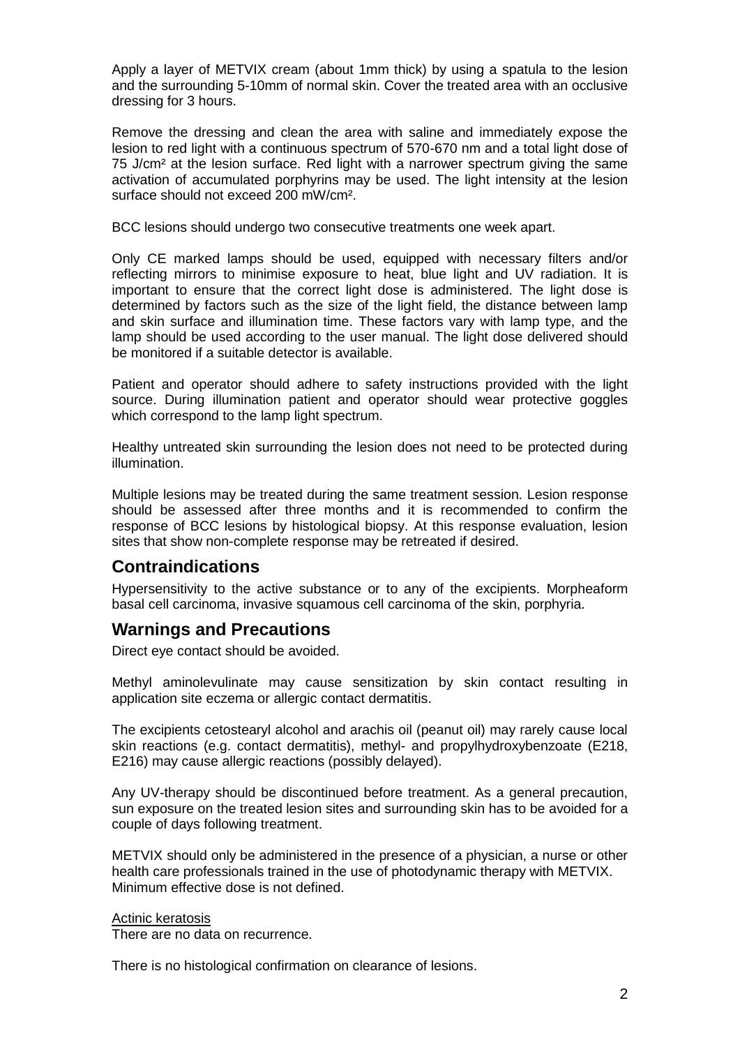Apply a layer of METVIX cream (about 1mm thick) by using a spatula to the lesion and the surrounding 5-10mm of normal skin. Cover the treated area with an occlusive dressing for 3 hours.

Remove the dressing and clean the area with saline and immediately expose the lesion to red light with a continuous spectrum of 570-670 nm and a total light dose of 75 J/cm² at the lesion surface. Red light with a narrower spectrum giving the same activation of accumulated porphyrins may be used. The light intensity at the lesion surface should not exceed 200 mW/cm².

BCC lesions should undergo two consecutive treatments one week apart.

Only CE marked lamps should be used, equipped with necessary filters and/or reflecting mirrors to minimise exposure to heat, blue light and UV radiation. It is important to ensure that the correct light dose is administered. The light dose is determined by factors such as the size of the light field, the distance between lamp and skin surface and illumination time. These factors vary with lamp type, and the lamp should be used according to the user manual. The light dose delivered should be monitored if a suitable detector is available.

Patient and operator should adhere to safety instructions provided with the light source. During illumination patient and operator should wear protective goggles which correspond to the lamp light spectrum.

Healthy untreated skin surrounding the lesion does not need to be protected during illumination.

Multiple lesions may be treated during the same treatment session. Lesion response should be assessed after three months and it is recommended to confirm the response of BCC lesions by histological biopsy. At this response evaluation, lesion sites that show non-complete response may be retreated if desired.

## Contraindications

Hypersensitivity to the active substance or to any of the excipients. Morpheaform basal cell carcinoma, invasive squamous cell carcinoma of the skin, porphyria.

## Warnings and Precautions

Direct eye contact should be avoided.

Methyl aminolevulinate may cause sensitization by skin contact resulting in application site eczema or allergic contact dermatitis.

The excipients cetostearyl alcohol and arachis oil (peanut oil) may rarely cause local skin reactions (e.g. contact dermatitis), methyl- and propylhydroxybenzoate (E218, E216) may cause allergic reactions (possibly delayed).

Any UV-therapy should be discontinued before treatment. As a general precaution, sun exposure on the treated lesion sites and surrounding skin has to be avoided for a couple of days following treatment.

METVIX should only be administered in the presence of a physician, a nurse or other health care professionals trained in the use of photodynamic therapy with METVIX.
Minimum effective dose is not defined.

Actinic keratosis
There are no data on recurrence.

There is no histological confirmation on clearance of lesions.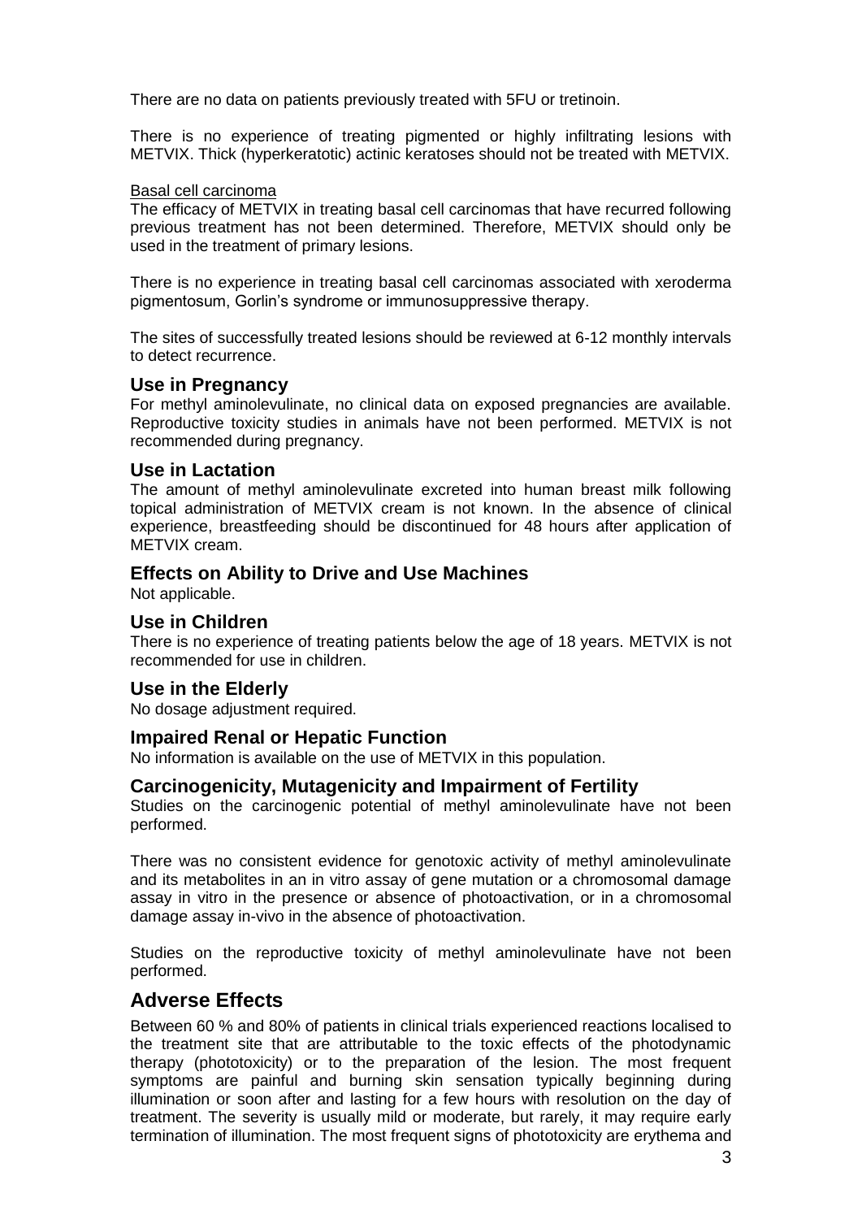There are no data on patients previously treated with 5FU or tretinoin.

There is no experience of treating pigmented or highly infiltrating lesions with METVIX. Thick (hyperkeratotic) actinic keratoses should not be treated with METVIX.

Basal cell carcinoma

The efficacy of METVIX in treating basal cell carcinomas that have recurred following previous treatment has not been determined. Therefore, METVIX should only be used in the treatment of primary lesions.

There is no experience in treating basal cell carcinomas associated with xeroderma pigmentosum, Gorlin's syndrome or immunosuppressive therapy.

The sites of successfully treated lesions should be reviewed at 6-12 monthly intervals to detect recurrence.

### Use in Pregnancy

For methyl aminolevulinate, no clinical data on exposed pregnancies are available. Reproductive toxicity studies in animals have not been performed. METVIX is not recommended during pregnancy.

### Use in Lactation

The amount of methyl aminolevulinate excreted into human breast milk following topical administration of METVIX cream is not known. In the absence of clinical experience, breastfeeding should be discontinued for 48 hours after application of METVIX cream.

### Effects on Ability to Drive and Use Machines

Not applicable.

### Use in Children

There is no experience of treating patients below the age of 18 years. METVIX is not recommended for use in children.

### Use in the Elderly

No dosage adjustment required.

### Impaired Renal or Hepatic Function

No information is available on the use of METVIX in this population.

### Carcinogenicity, Mutagenicity and Impairment of Fertility

Studies on the carcinogenic potential of methyl aminolevulinate have not been performed.

There was no consistent evidence for genotoxic activity of methyl aminolevulinate and its metabolites in an in vitro assay of gene mutation or a chromosomal damage assay in vitro in the presence or absence of photoactivation, or in a chromosomal damage assay in-vivo in the absence of photoactivation.

Studies on the reproductive toxicity of methyl aminolevulinate have not been performed.

## Adverse Effects

Between 60 % and 80% of patients in clinical trials experienced reactions localised to the treatment site that are attributable to the toxic effects of the photodynamic therapy (phototoxicity) or to the preparation of the lesion. The most frequent symptoms are painful and burning skin sensation typically beginning during illumination or soon after and lasting for a few hours with resolution on the day of treatment. The severity is usually mild or moderate, but rarely, it may require early termination of illumination. The most frequent signs of phototoxicity are erythema and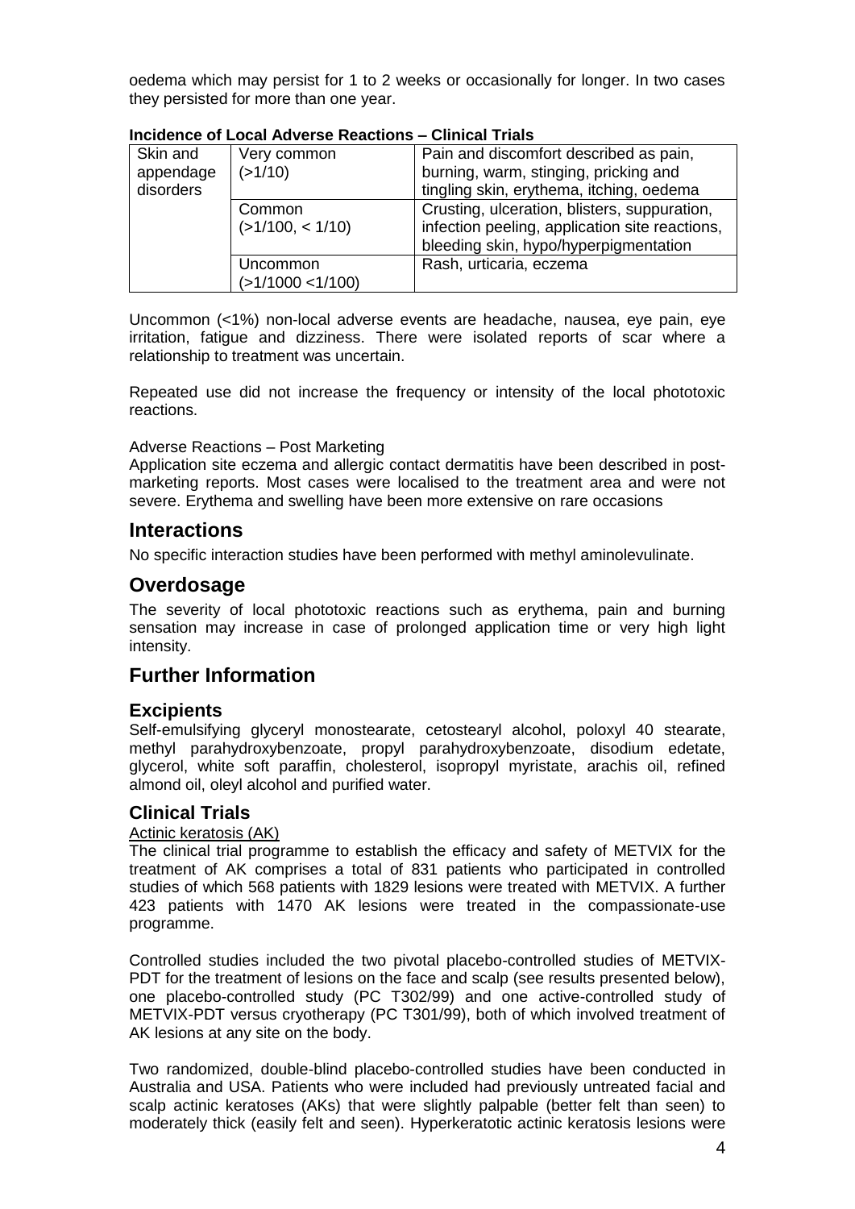oedema which may persist for 1 to 2 weeks or occasionally for longer. In two cases they persisted for more than one year.

**Incidence of Local Adverse Reactions – Clinical Trials**

| Skin and appendage disorders | Very common (>1/10) | Pain and discomfort described as pain, burning, warm, stinging, pricking and tingling skin, erythema, itching, oedema |
|---|---|---|
| | Common (>1/100, < 1/10) | Crusting, ulceration, blisters, suppuration, infection peeling, application site reactions, bleeding skin, hypo/hyperpigmentation |
| | Uncommon (>1/1000 <1/100) | Rash, urticaria, eczema |

Uncommon (<1%) non-local adverse events are headache, nausea, eye pain, eye irritation, fatigue and dizziness. There were isolated reports of scar where a relationship to treatment was uncertain.

Repeated use did not increase the frequency or intensity of the local phototoxic reactions.

Adverse Reactions – Post Marketing

Application site eczema and allergic contact dermatitis have been described in post-marketing reports. Most cases were localised to the treatment area and were not severe. Erythema and swelling have been more extensive on rare occasions

## Interactions

No specific interaction studies have been performed with methyl aminolevulinate.

## Overdosage

The severity of local phototoxic reactions such as erythema, pain and burning sensation may increase in case of prolonged application time or very high light intensity.

## Further Information

### Excipients

Self-emulsifying glyceryl monostearate, cetostearyl alcohol, poloxyl 40 stearate, methyl parahydroxybenzoate, propyl parahydroxybenzoate, disodium edetate, glycerol, white soft paraffin, cholesterol, isopropyl myristate, arachis oil, refined almond oil, oleyl alcohol and purified water.

### Clinical Trials

Actinic keratosis (AK)

The clinical trial programme to establish the efficacy and safety of METVIX for the treatment of AK comprises a total of 831 patients who participated in controlled studies of which 568 patients with 1829 lesions were treated with METVIX. A further 423 patients with 1470 AK lesions were treated in the compassionate-use programme.

Controlled studies included the two pivotal placebo-controlled studies of METVIX-PDT for the treatment of lesions on the face and scalp (see results presented below), one placebo-controlled study (PC T302/99) and one active-controlled study of METVIX-PDT versus cryotherapy (PC T301/99), both of which involved treatment of AK lesions at any site on the body.

Two randomized, double-blind placebo-controlled studies have been conducted in Australia and USA. Patients who were included had previously untreated facial and scalp actinic keratoses (AKs) that were slightly palpable (better felt than seen) to moderately thick (easily felt and seen). Hyperkeratotic actinic keratosis lesions were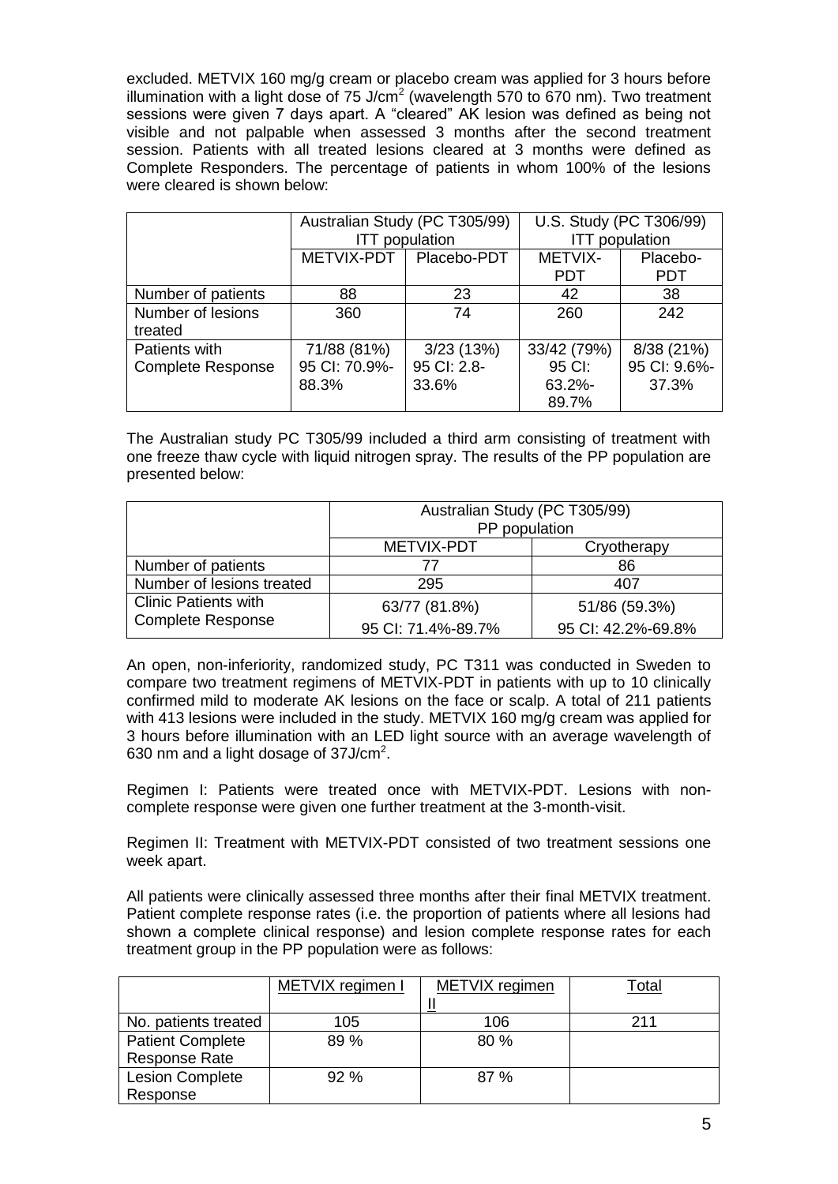excluded. METVIX 160 mg/g cream or placebo cream was applied for 3 hours before illumination with a light dose of 75 J/cm$^2$ (wavelength 570 to 670 nm). Two treatment sessions were given 7 days apart. A "cleared" AK lesion was defined as being not visible and not palpable when assessed 3 months after the second treatment session. Patients with all treated lesions cleared at 3 months were defined as Complete Responders. The percentage of patients in whom 100% of the lesions were cleared is shown below:

| | Australian Study (PC T305/99) ITT population | | U.S. Study (PC T306/99) ITT population | |
|---|---|---|---|---|
| | METVIX-PDT | Placebo-PDT | METVIX-PDT | Placebo-PDT |
| Number of patients | 88 | 23 | 42 | 38 |
| Number of lesions treated | 360 | 74 | 260 | 242 |
| Patients with Complete Response | 71/88 (81%) 95 CI: 70.9%-88.3% | 3/23 (13%) 95 CI: 2.8-33.6% | 33/42 (79%) 95 CI: 63.2%-89.7% | 8/38 (21%) 95 CI: 9.6%-37.3% |

The Australian study PC T305/99 included a third arm consisting of treatment with one freeze thaw cycle with liquid nitrogen spray. The results of the PP population are presented below:

| | Australian Study (PC T305/99) PP population | |
|---|---|---|
| | METVIX-PDT | Cryotherapy |
| Number of patients | 77 | 86 |
| Number of lesions treated | 295 | 407 |
| Clinic Patients with Complete Response | 63/77 (81.8%) 95 CI: 71.4%-89.7% | 51/86 (59.3%) 95 CI: 42.2%-69.8% |

An open, non-inferiority, randomized study, PC T311 was conducted in Sweden to compare two treatment regimens of METVIX-PDT in patients with up to 10 clinically confirmed mild to moderate AK lesions on the face or scalp. A total of 211 patients with 413 lesions were included in the study. METVIX 160 mg/g cream was applied for 3 hours before illumination with an LED light source with an average wavelength of 630 nm and a light dosage of 37J/cm$^2$.

Regimen I: Patients were treated once with METVIX-PDT. Lesions with non-complete response were given one further treatment at the 3-month-visit.

Regimen II: Treatment with METVIX-PDT consisted of two treatment sessions one week apart.

All patients were clinically assessed three months after their final METVIX treatment. Patient complete response rates (i.e. the proportion of patients where all lesions had shown a complete clinical response) and lesion complete response rates for each treatment group in the PP population were as follows:

| | METVIX regimen I | METVIX regimen II | Total |
|---|---|---|---|
| No. patients treated | 105 | 106 | 211 |
| Patient Complete Response Rate | 89 % | 80 % | |
| Lesion Complete Response | 92 % | 87 % | |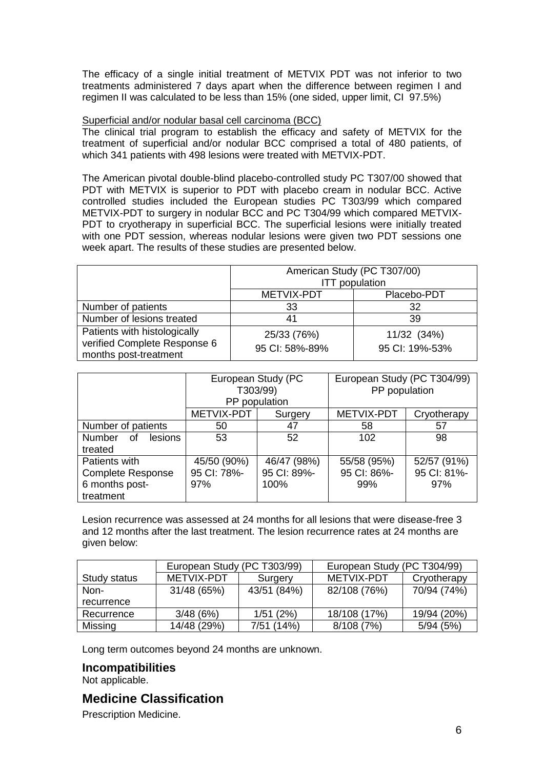The efficacy of a single initial treatment of METVIX PDT was not inferior to two treatments administered 7 days apart when the difference between regimen I and regimen II was calculated to be less than 15% (one sided, upper limit, CI 97.5%)

Superficial and/or nodular basal cell carcinoma (BCC)

The clinical trial program to establish the efficacy and safety of METVIX for the treatment of superficial and/or nodular BCC comprised a total of 480 patients, of which 341 patients with 498 lesions were treated with METVIX-PDT.

The American pivotal double-blind placebo-controlled study PC T307/00 showed that PDT with METVIX is superior to PDT with placebo cream in nodular BCC. Active controlled studies included the European studies PC T303/99 which compared METVIX-PDT to surgery in nodular BCC and PC T304/99 which compared METVIX-PDT to cryotherapy in superficial BCC. The superficial lesions were initially treated with one PDT session, whereas nodular lesions were given two PDT sessions one week apart. The results of these studies are presented below.

| | American Study (PC T307/00) ITT population | |
|---|---|---|
| | METVIX-PDT | Placebo-PDT |
| Number of patients | 33 | 32 |
| Number of lesions treated | 41 | 39 |
| Patients with histologically verified Complete Response 6 months post-treatment | 25/33 (76%) 95 CI: 58%-89% | 11/32 (34%) 95 CI: 19%-53% |

| | European Study (PC T303/99) PP population | | European Study (PC T304/99) PP population | |
|---|---|---|---|---|
| | METVIX-PDT | Surgery | METVIX-PDT | Cryotherapy |
| Number of patients | 50 | 47 | 58 | 57 |
| Number of lesions treated | 53 | 52 | 102 | 98 |
| Patients with Complete Response 6 months post-treatment | 45/50 (90%) 95 CI: 78%-97% | 46/47 (98%) 95 CI: 89%-100% | 55/58 (95%) 95 CI: 86%-99% | 52/57 (91%) 95 CI: 81%-97% |

Lesion recurrence was assessed at 24 months for all lesions that were disease-free 3 and 12 months after the last treatment. The lesion recurrence rates at 24 months are given below:

| | European Study (PC T303/99) | | European Study (PC T304/99) | |
|---|---|---|---|---|
| Study status | METVIX-PDT | Surgery | METVIX-PDT | Cryotherapy |
| Non-recurrence | 31/48 (65%) | 43/51 (84%) | 82/108 (76%) | 70/94 (74%) |
| Recurrence | 3/48 (6%) | 1/51 (2%) | 18/108 (17%) | 19/94 (20%) |
| Missing | 14/48 (29%) | 7/51 (14%) | 8/108 (7%) | 5/94 (5%) |

Long term outcomes beyond 24 months are unknown.

## Incompatibilities

Not applicable.

## Medicine Classification

Prescription Medicine.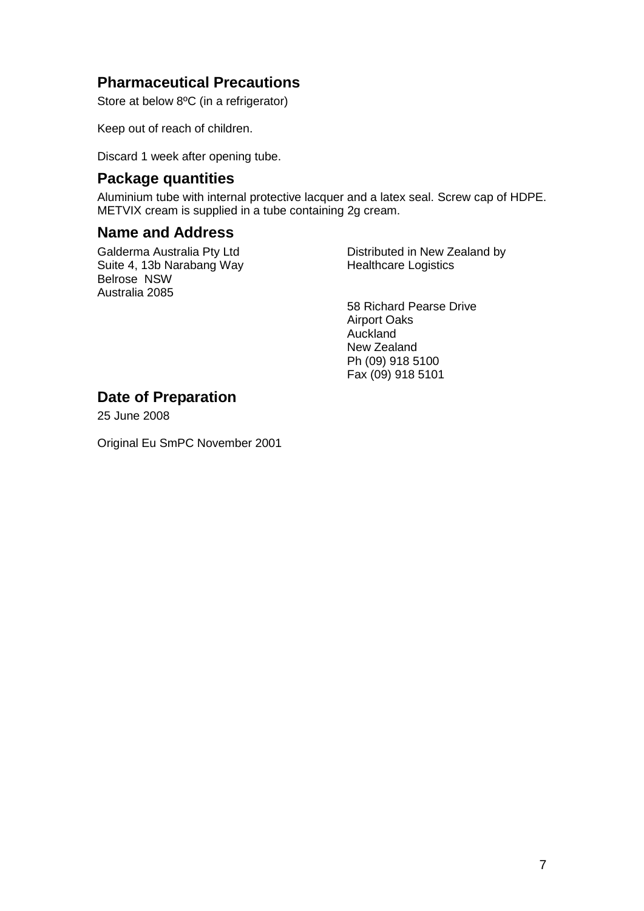## Pharmaceutical Precautions

Store at below 8ºC (in a refrigerator)

Keep out of reach of children.

Discard 1 week after opening tube.

## Package quantities

Aluminium tube with internal protective lacquer and a latex seal. Screw cap of HDPE. METVIX cream is supplied in a tube containing 2g cream.

## Name and Address

Galderma Australia Pty Ltd
Suite 4, 13b Narabang Way
Belrose NSW
Australia 2085

Distributed in New Zealand by
Healthcare Logistics

58 Richard Pearse Drive
Airport Oaks
Auckland
New Zealand
Ph (09) 918 5100
Fax (09) 918 5101

## Date of Preparation

25 June 2008

Original Eu SmPC November 2001